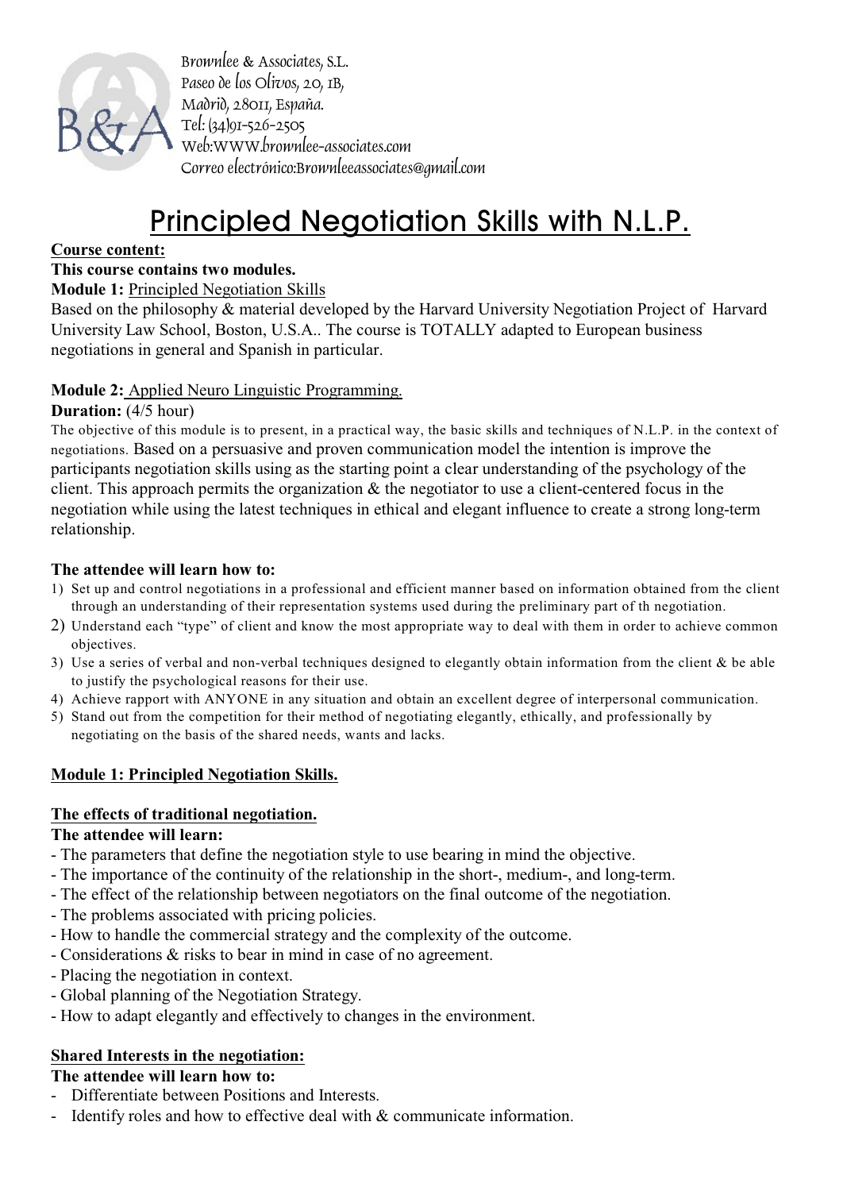Brownlee & Associates, S.L.
Paseo de los Olivos, 20, 1B,
Madrid, 28011, España.
Tel: (34)91-526-2505
Web:WWW.brownlee-associates.com
Correo electrónico:Brownleeassociates@gmail.com

# Principled Negotiation Skills with N.L.P.

**Course content:**

**This course contains two modules.**

**Module 1:** Principled Negotiation Skills

Based on the philosophy & material developed by the Harvard University Negotiation Project of Harvard University Law School, Boston, U.S.A.. The course is TOTALLY adapted to European business negotiations in general and Spanish in particular.

**Module 2:** Applied Neuro Linguistic Programming.

**Duration:** (4/5 hour)

The objective of this module is to present, in a practical way, the basic skills and techniques of N.L.P. in the context of negotiations. Based on a persuasive and proven communication model the intention is improve the participants negotiation skills using as the starting point a clear understanding of the psychology of the client. This approach permits the organization & the negotiator to use a client-centered focus in the negotiation while using the latest techniques in ethical and elegant influence to create a strong long-term relationship.

**The attendee will learn how to:**

1) Set up and control negotiations in a professional and efficient manner based on information obtained from the client through an understanding of their representation systems used during the preliminary part of th negotiation.
2) Understand each "type" of client and know the most appropriate way to deal with them in order to achieve common objectives.
3) Use a series of verbal and non-verbal techniques designed to elegantly obtain information from the client & be able to justify the psychological reasons for their use.
4) Achieve rapport with ANYONE in any situation and obtain an excellent degree of interpersonal communication.
5) Stand out from the competition for their method of negotiating elegantly, ethically, and professionally by negotiating on the basis of the shared needs, wants and lacks.

## Module 1: Principled Negotiation Skills.

### The effects of traditional negotiation.

**The attendee will learn:**

- The parameters that define the negotiation style to use bearing in mind the objective.
- The importance of the continuity of the relationship in the short-, medium-, and long-term.
- The effect of the relationship between negotiators on the final outcome of the negotiation.
- The problems associated with pricing policies.
- How to handle the commercial strategy and the complexity of the outcome.
- Considerations & risks to bear in mind in case of no agreement.
- Placing the negotiation in context.
- Global planning of the Negotiation Strategy.
- How to adapt elegantly and effectively to changes in the environment.

### Shared Interests in the negotiation:

**The attendee will learn how to:**

- Differentiate between Positions and Interests.
- Identify roles and how to effective deal with & communicate information.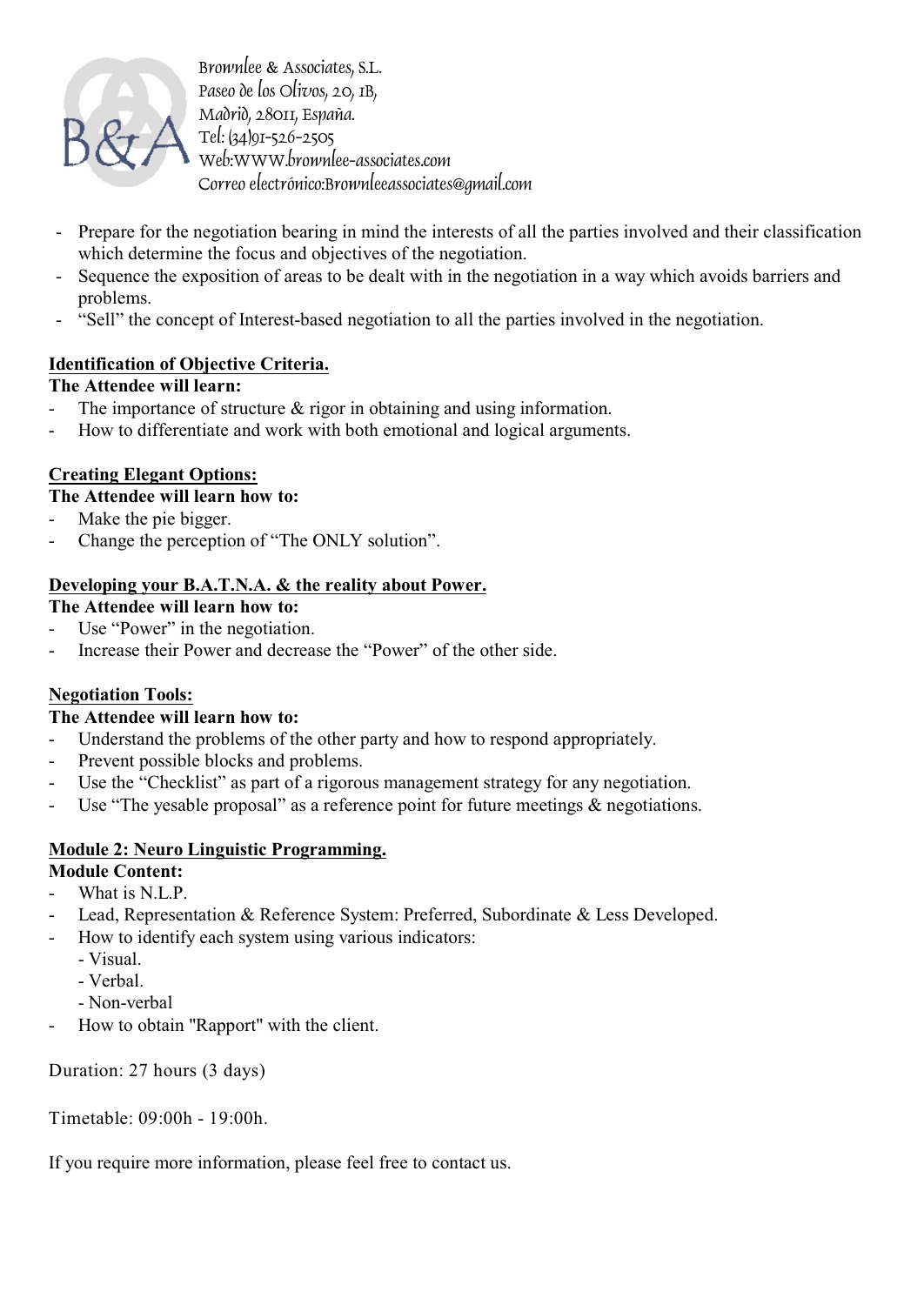Brownlee & Associates, S.L.
Paseo de los Olivos, 20, 1B,
Madrid, 28011, España.
Tel: (34)91-526-2505
Web:WWW.brownlee-associates.com
Correo electrónico:Brownleeassociates@gmail.com

- Prepare for the negotiation bearing in mind the interests of all the parties involved and their classification which determine the focus and objectives of the negotiation.
- Sequence the exposition of areas to be dealt with in the negotiation in a way which avoids barriers and problems.
- "Sell" the concept of Interest-based negotiation to all the parties involved in the negotiation.

**Identification of Objective Criteria.**

**The Attendee will learn:**

- The importance of structure & rigor in obtaining and using information.
- How to differentiate and work with both emotional and logical arguments.

**Creating Elegant Options:**

**The Attendee will learn how to:**

- Make the pie bigger.
- Change the perception of "The ONLY solution".

**Developing your B.A.T.N.A. & the reality about Power.**

**The Attendee will learn how to:**

- Use "Power" in the negotiation.
- Increase their Power and decrease the "Power" of the other side.

**Negotiation Tools:**

**The Attendee will learn how to:**

- Understand the problems of the other party and how to respond appropriately.
- Prevent possible blocks and problems.
- Use the "Checklist" as part of a rigorous management strategy for any negotiation.
- Use "The yesable proposal" as a reference point for future meetings & negotiations.

**Module 2: Neuro Linguistic Programming.**

**Module Content:**

- What is N.L.P.
- Lead, Representation & Reference System: Preferred, Subordinate & Less Developed.
- How to identify each system using various indicators:
  - Visual.
  - Verbal.
  - Non-verbal
- How to obtain "Rapport" with the client.

Duration: 27 hours (3 days)

Timetable: 09:00h - 19:00h.

If you require more information, please feel free to contact us.